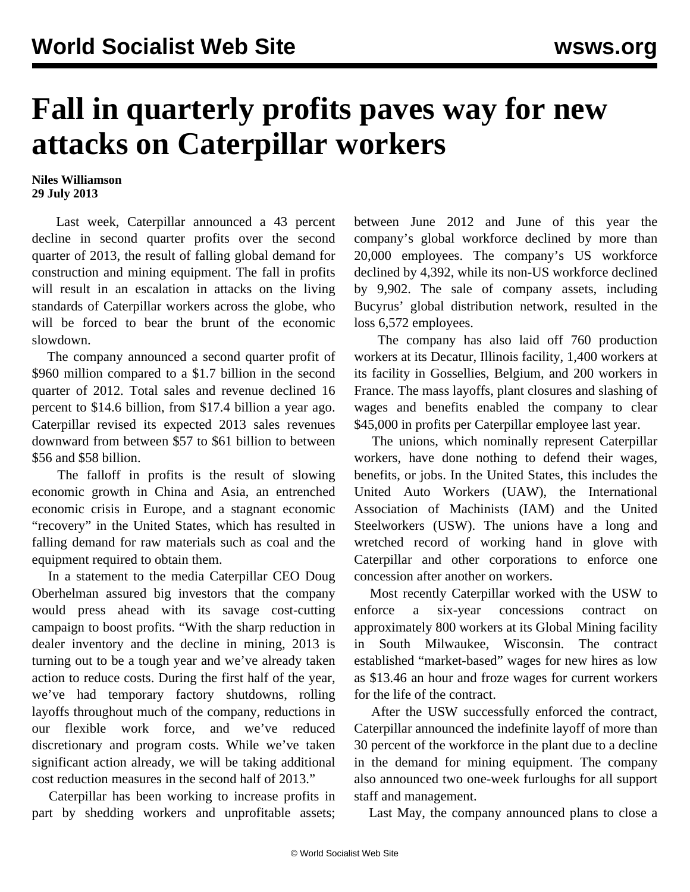# Fall in quarterly profits paves way for new attacks on Caterpillar workers

**Niles Williamson**
**29 July 2013**

Last week, Caterpillar announced a 43 percent decline in second quarter profits over the second quarter of 2013, the result of falling global demand for construction and mining equipment. The fall in profits will result in an escalation in attacks on the living standards of Caterpillar workers across the globe, who will be forced to bear the brunt of the economic slowdown.

The company announced a second quarter profit of $960 million compared to a $1.7 billion in the second quarter of 2012. Total sales and revenue declined 16 percent to $14.6 billion, from $17.4 billion a year ago. Caterpillar revised its expected 2013 sales revenues downward from between $57 to $61 billion to between $56 and $58 billion.

The falloff in profits is the result of slowing economic growth in China and Asia, an entrenched economic crisis in Europe, and a stagnant economic "recovery" in the United States, which has resulted in falling demand for raw materials such as coal and the equipment required to obtain them.

In a statement to the media Caterpillar CEO Doug Oberhelman assured big investors that the company would press ahead with its savage cost-cutting campaign to boost profits. "With the sharp reduction in dealer inventory and the decline in mining, 2013 is turning out to be a tough year and we've already taken action to reduce costs. During the first half of the year, we've had temporary factory shutdowns, rolling layoffs throughout much of the company, reductions in our flexible work force, and we've reduced discretionary and program costs. While we've taken significant action already, we will be taking additional cost reduction measures in the second half of 2013."

Caterpillar has been working to increase profits in part by shedding workers and unprofitable assets; between June 2012 and June of this year the company's global workforce declined by more than 20,000 employees. The company's US workforce declined by 4,392, while its non-US workforce declined by 9,902. The sale of company assets, including Bucyrus' global distribution network, resulted in the loss 6,572 employees.

The company has also laid off 760 production workers at its Decatur, Illinois facility, 1,400 workers at its facility in Gossellies, Belgium, and 200 workers in France. The mass layoffs, plant closures and slashing of wages and benefits enabled the company to clear $45,000 in profits per Caterpillar employee last year.

The unions, which nominally represent Caterpillar workers, have done nothing to defend their wages, benefits, or jobs. In the United States, this includes the United Auto Workers (UAW), the International Association of Machinists (IAM) and the United Steelworkers (USW). The unions have a long and wretched record of working hand in glove with Caterpillar and other corporations to enforce one concession after another on workers.

Most recently Caterpillar worked with the USW to enforce a six-year concessions contract on approximately 800 workers at its Global Mining facility in South Milwaukee, Wisconsin. The contract established "market-based" wages for new hires as low as $13.46 an hour and froze wages for current workers for the life of the contract.

After the USW successfully enforced the contract, Caterpillar announced the indefinite layoff of more than 30 percent of the workforce in the plant due to a decline in the demand for mining equipment. The company also announced two one-week furloughs for all support staff and management.

Last May, the company announced plans to close a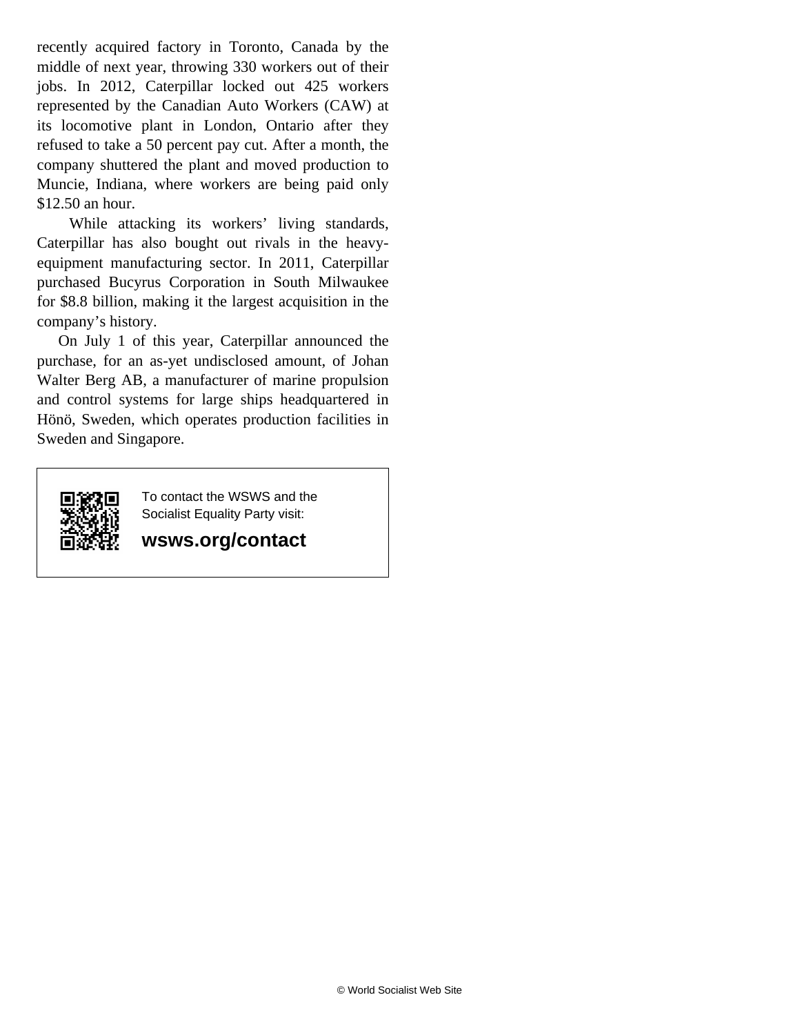recently acquired factory in Toronto, Canada by the middle of next year, throwing 330 workers out of their jobs. In 2012, Caterpillar locked out 425 workers represented by the Canadian Auto Workers (CAW) at its locomotive plant in London, Ontario after they refused to take a 50 percent pay cut. After a month, the company shuttered the plant and moved production to Muncie, Indiana, where workers are being paid only $12.50 an hour.

While attacking its workers' living standards, Caterpillar has also bought out rivals in the heavy-equipment manufacturing sector. In 2011, Caterpillar purchased Bucyrus Corporation in South Milwaukee for $8.8 billion, making it the largest acquisition in the company's history.

On July 1 of this year, Caterpillar announced the purchase, for an as-yet undisclosed amount, of Johan Walter Berg AB, a manufacturer of marine propulsion and control systems for large ships headquartered in Hönö, Sweden, which operates production facilities in Sweden and Singapore.

To contact the WSWS and the Socialist Equality Party visit:

**wsws.org/contact**